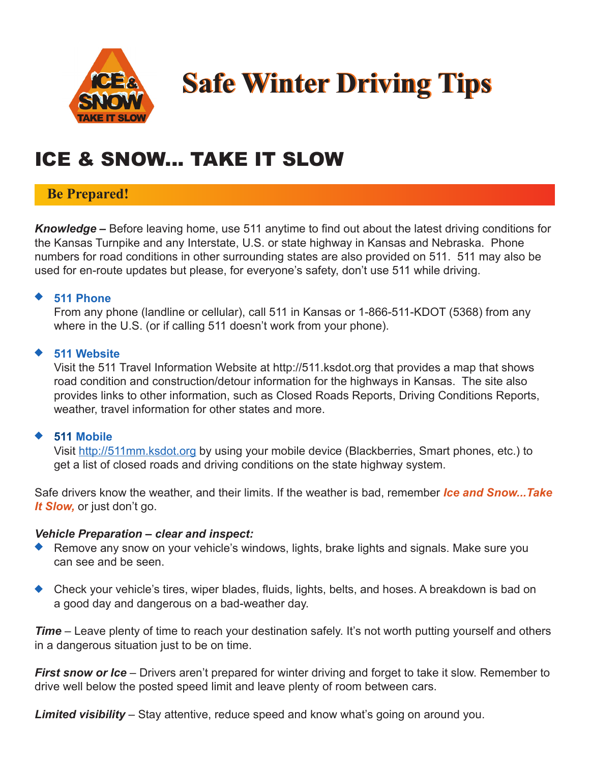# Safe Winter Driving Tips

## ICE & SNOW... TAKE IT SLOW

### Be Prepared!

***Knowledge –*** Before leaving home, use 511 anytime to find out about the latest driving conditions for the Kansas Turnpike and any Interstate, U.S. or state highway in Kansas and Nebraska. Phone numbers for road conditions in other surrounding states are also provided on 511. 511 may also be used for en-route updates but please, for everyone's safety, don't use 511 while driving.

- **511 Phone**
  From any phone (landline or cellular), call 511 in Kansas or 1-866-511-KDOT (5368) from any where in the U.S. (or if calling 511 doesn't work from your phone).

- **511 Website**
  Visit the 511 Travel Information Website at http://511.ksdot.org that provides a map that shows road condition and construction/detour information for the highways in Kansas. The site also provides links to other information, such as Closed Roads Reports, Driving Conditions Reports, weather, travel information for other states and more.

- **511 Mobile**
  Visit http://511mm.ksdot.org by using your mobile device (Blackberries, Smart phones, etc.) to get a list of closed roads and driving conditions on the state highway system.

Safe drivers know the weather, and their limits. If the weather is bad, remember ***Ice and Snow...Take It Slow,*** or just don't go.

***Vehicle Preparation – clear and inspect:***

- Remove any snow on your vehicle's windows, lights, brake lights and signals. Make sure you can see and be seen.

- Check your vehicle's tires, wiper blades, fluids, lights, belts, and hoses. A breakdown is bad on a good day and dangerous on a bad-weather day.

***Time*** – Leave plenty of time to reach your destination safely. It's not worth putting yourself and others in a dangerous situation just to be on time.

***First snow or Ice*** – Drivers aren't prepared for winter driving and forget to take it slow. Remember to drive well below the posted speed limit and leave plenty of room between cars.

***Limited visibility*** – Stay attentive, reduce speed and know what's going on around you.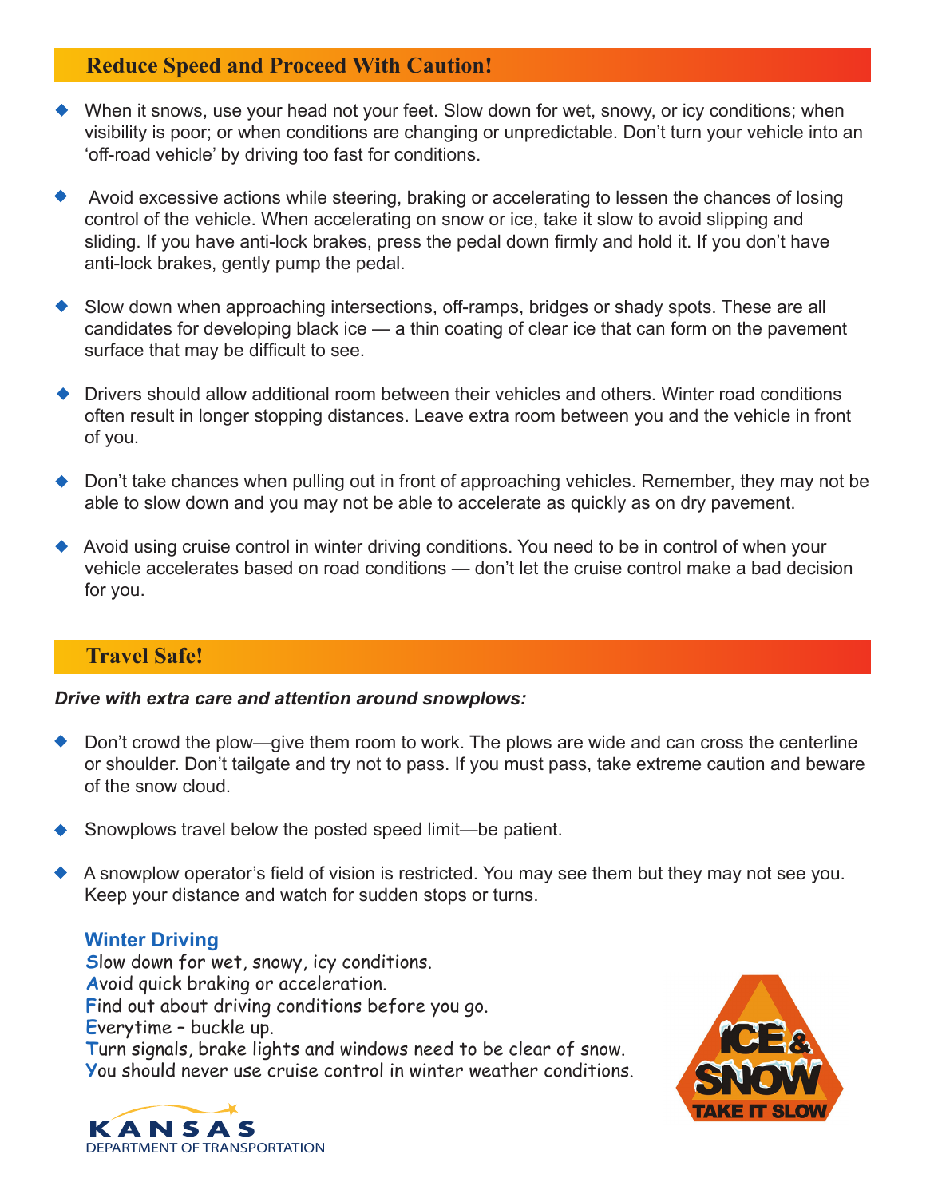## Reduce Speed and Proceed With Caution!

- When it snows, use your head not your feet. Slow down for wet, snowy, or icy conditions; when visibility is poor; or when conditions are changing or unpredictable. Don't turn your vehicle into an 'off-road vehicle' by driving too fast for conditions.
- Avoid excessive actions while steering, braking or accelerating to lessen the chances of losing control of the vehicle. When accelerating on snow or ice, take it slow to avoid slipping and sliding. If you have anti-lock brakes, press the pedal down firmly and hold it. If you don't have anti-lock brakes, gently pump the pedal.
- Slow down when approaching intersections, off-ramps, bridges or shady spots. These are all candidates for developing black ice — a thin coating of clear ice that can form on the pavement surface that may be difficult to see.
- Drivers should allow additional room between their vehicles and others. Winter road conditions often result in longer stopping distances. Leave extra room between you and the vehicle in front of you.
- Don't take chances when pulling out in front of approaching vehicles. Remember, they may not be able to slow down and you may not be able to accelerate as quickly as on dry pavement.
- Avoid using cruise control in winter driving conditions. You need to be in control of when your vehicle accelerates based on road conditions — don't let the cruise control make a bad decision for you.

## Travel Safe!

***Drive with extra care and attention around snowplows:***

- Don't crowd the plow—give them room to work. The plows are wide and can cross the centerline or shoulder. Don't tailgate and try not to pass. If you must pass, take extreme caution and beware of the snow cloud.
- Snowplows travel below the posted speed limit—be patient.
- A snowplow operator's field of vision is restricted. You may see them but they may not see you. Keep your distance and watch for sudden stops or turns.

### Winter Driving

**S**low down for wet, snowy, icy conditions.
**A**void quick braking or acceleration.
**F**ind out about driving conditions before you go.
**E**verytime – buckle up.
**T**urn signals, brake lights and windows need to be clear of snow.
**Y**ou should never use cruise control in winter weather conditions.

ICE & SNOW
TAKE IT SLOW

KANSAS
DEPARTMENT OF TRANSPORTATION